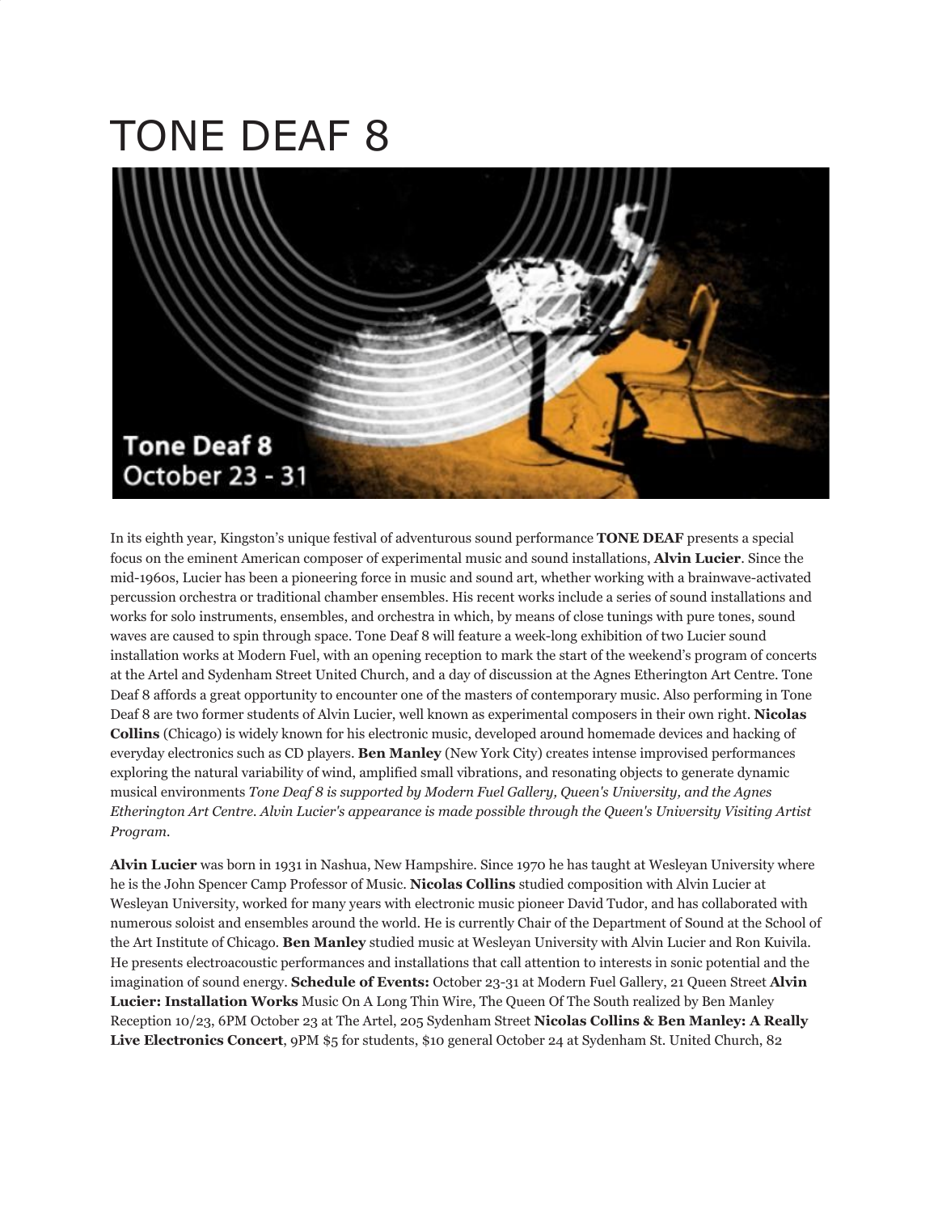# TONE DEAF 8

In its eighth year, Kingston's unique festival of adventurous sound performance **TONE DEAF** presents a special focus on the eminent American composer of experimental music and sound installations, **Alvin Lucier**. Since the mid-1960s, Lucier has been a pioneering force in music and sound art, whether working with a brainwave-activated percussion orchestra or traditional chamber ensembles. His recent works include a series of sound installations and works for solo instruments, ensembles, and orchestra in which, by means of close tunings with pure tones, sound waves are caused to spin through space. Tone Deaf 8 will feature a week-long exhibition of two Lucier sound installation works at Modern Fuel, with an opening reception to mark the start of the weekend's program of concerts at the Artel and Sydenham Street United Church, and a day of discussion at the Agnes Etherington Art Centre. Tone Deaf 8 affords a great opportunity to encounter one of the masters of contemporary music. Also performing in Tone Deaf 8 are two former students of Alvin Lucier, well known as experimental composers in their own right. **Nicolas Collins** (Chicago) is widely known for his electronic music, developed around homemade devices and hacking of everyday electronics such as CD players. **Ben Manley** (New York City) creates intense improvised performances exploring the natural variability of wind, amplified small vibrations, and resonating objects to generate dynamic musical environments *Tone Deaf 8 is supported by Modern Fuel Gallery, Queen's University, and the Agnes Etherington Art Centre. Alvin Lucier's appearance is made possible through the Queen's University Visiting Artist Program.*

**Alvin Lucier** was born in 1931 in Nashua, New Hampshire. Since 1970 he has taught at Wesleyan University where he is the John Spencer Camp Professor of Music. **Nicolas Collins** studied composition with Alvin Lucier at Wesleyan University, worked for many years with electronic music pioneer David Tudor, and has collaborated with numerous soloist and ensembles around the world. He is currently Chair of the Department of Sound at the School of the Art Institute of Chicago. **Ben Manley** studied music at Wesleyan University with Alvin Lucier and Ron Kuivila. He presents electroacoustic performances and installations that call attention to interests in sonic potential and the imagination of sound energy. **Schedule of Events:** October 23-31 at Modern Fuel Gallery, 21 Queen Street **Alvin Lucier: Installation Works** Music On A Long Thin Wire, The Queen Of The South realized by Ben Manley Reception 10/23, 6PM October 23 at The Artel, 205 Sydenham Street **Nicolas Collins & Ben Manley: A Really Live Electronics Concert**, 9PM $5 for students, $10 general October 24 at Sydenham St. United Church, 82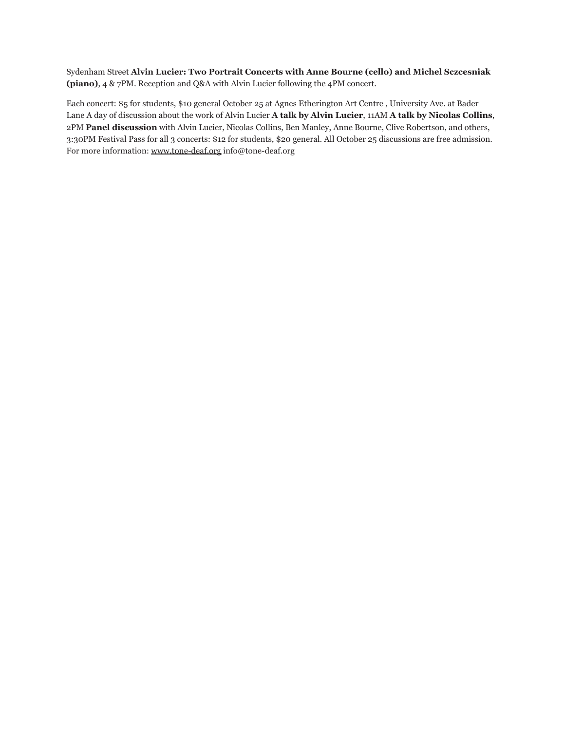Sydenham Street **Alvin Lucier: Two Portrait Concerts with Anne Bourne (cello) and Michel Sczcesniak (piano)**, 4 & 7PM. Reception and Q&A with Alvin Lucier following the 4PM concert.

Each concert: $5 for students, $10 general October 25 at Agnes Etherington Art Centre , University Ave. at Bader Lane A day of discussion about the work of Alvin Lucier **A talk by Alvin Lucier**, 11AM **A talk by Nicolas Collins**, 2PM **Panel discussion** with Alvin Lucier, Nicolas Collins, Ben Manley, Anne Bourne, Clive Robertson, and others, 3:30PM Festival Pass for all 3 concerts: $12 for students, $20 general. All October 25 discussions are free admission. For more information: www.tone-deaf.org info@tone-deaf.org